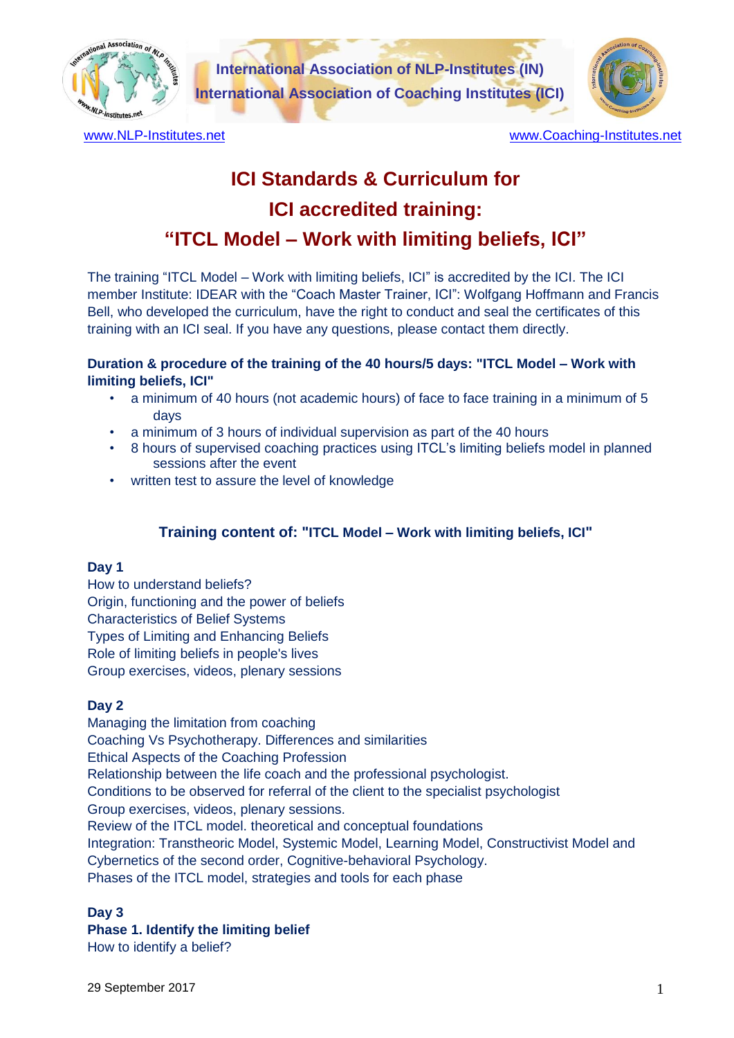International Association of NLP-Institutes (IN)
International Association of Coaching Institutes (ICI)

www.NLP-Institutes.net www.Coaching-Institutes.net

# ICI Standards & Curriculum for ICI accredited training: "ITCL Model – Work with limiting beliefs, ICI"

The training "ITCL Model – Work with limiting beliefs, ICI" is accredited by the ICI. The ICI member Institute: IDEAR with the "Coach Master Trainer, ICI": Wolfgang Hoffmann and Francis Bell, who developed the curriculum, have the right to conduct and seal the certificates of this training with an ICI seal. If you have any questions, please contact them directly.

**Duration & procedure of the training of the 40 hours/5 days: "ITCL Model – Work with limiting beliefs, ICI"**

- a minimum of 40 hours (not academic hours) of face to face training in a minimum of 5 days
- a minimum of 3 hours of individual supervision as part of the 40 hours
- 8 hours of supervised coaching practices using ITCL's limiting beliefs model in planned sessions after the event
- written test to assure the level of knowledge

## Training content of: "ITCL Model – Work with limiting beliefs, ICI"

**Day 1**

How to understand beliefs?
Origin, functioning and the power of beliefs
Characteristics of Belief Systems
Types of Limiting and Enhancing Beliefs
Role of limiting beliefs in people's lives
Group exercises, videos, plenary sessions

**Day 2**

Managing the limitation from coaching
Coaching Vs Psychotherapy. Differences and similarities
Ethical Aspects of the Coaching Profession
Relationship between the life coach and the professional psychologist.
Conditions to be observed for referral of the client to the specialist psychologist
Group exercises, videos, plenary sessions.
Review of the ITCL model. theoretical and conceptual foundations
Integration: Transtheoric Model, Systemic Model, Learning Model, Constructivist Model and Cybernetics of the second order, Cognitive-behavioral Psychology.
Phases of the ITCL model, strategies and tools for each phase

**Day 3**

**Phase 1. Identify the limiting belief**

How to identify a belief?

29 September 2017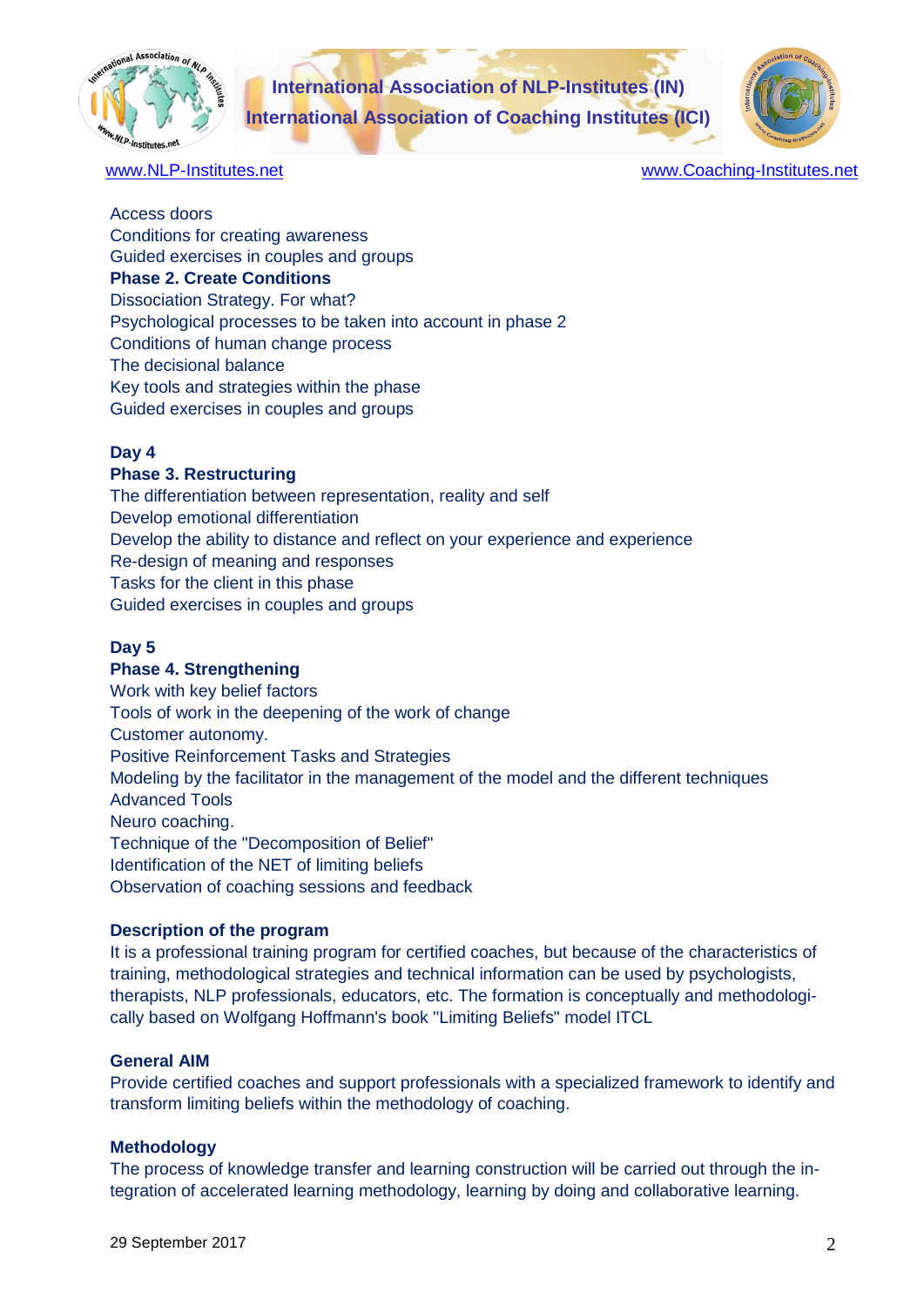Access doors
Conditions for creating awareness
Guided exercises in couples and groups

**Phase 2. Create Conditions**

Dissociation Strategy. For what?
Psychological processes to be taken into account in phase 2
Conditions of human change process
The decisional balance
Key tools and strategies within the phase
Guided exercises in couples and groups

**Day 4**

**Phase 3. Restructuring**

The differentiation between representation, reality and self
Develop emotional differentiation
Develop the ability to distance and reflect on your experience and experience
Re-design of meaning and responses
Tasks for the client in this phase
Guided exercises in couples and groups

**Day 5**

**Phase 4. Strengthening**

Work with key belief factors
Tools of work in the deepening of the work of change
Customer autonomy.
Positive Reinforcement Tasks and Strategies
Modeling by the facilitator in the management of the model and the different techniques
Advanced Tools
Neuro coaching.
Technique of the "Decomposition of Belief"
Identification of the NET of limiting beliefs
Observation of coaching sessions and feedback

**Description of the program**

It is a professional training program for certified coaches, but because of the characteristics of training, methodological strategies and technical information can be used by psychologists, therapists, NLP professionals, educators, etc. The formation is conceptually and methodologically based on Wolfgang Hoffmann's book "Limiting Beliefs" model ITCL

**General AIM**

Provide certified coaches and support professionals with a specialized framework to identify and transform limiting beliefs within the methodology of coaching.

**Methodology**

The process of knowledge transfer and learning construction will be carried out through the integration of accelerated learning methodology, learning by doing and collaborative learning.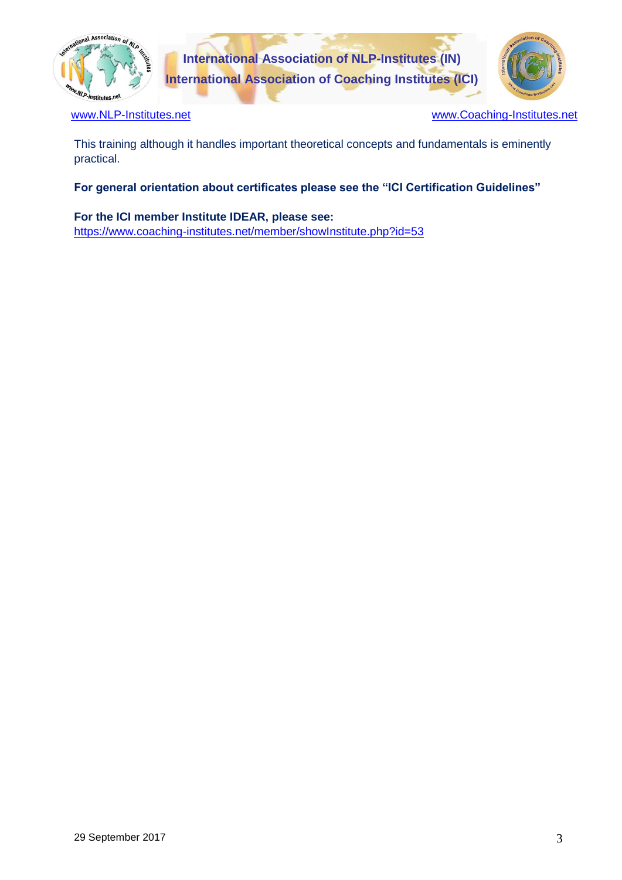This training although it handles important theoretical concepts and fundamentals is eminently practical.

**For general orientation about certificates please see the "ICI Certification Guidelines"**

**For the ICI member Institute IDEAR, please see:**
https://www.coaching-institutes.net/member/showInstitute.php?id=53